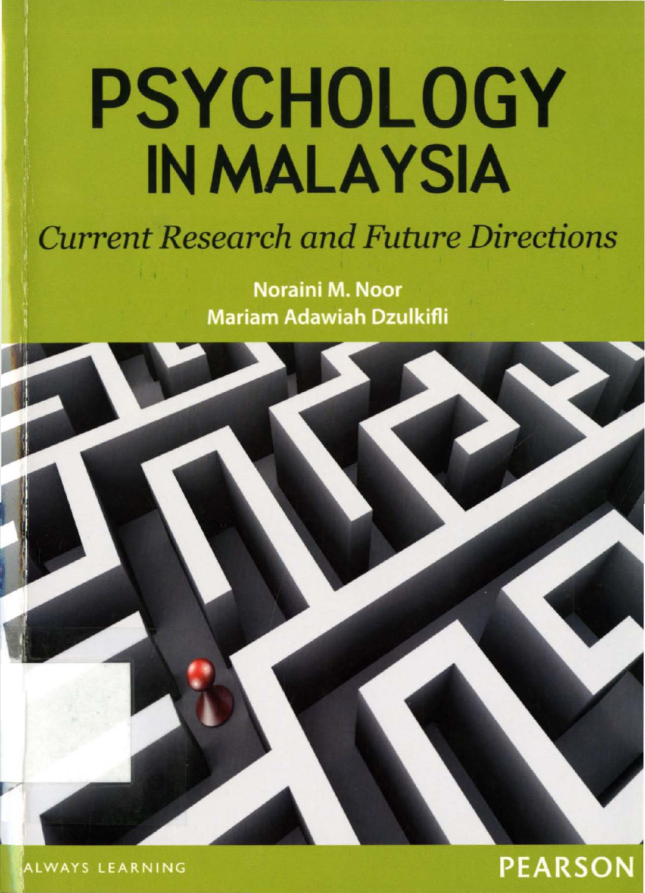# PSYCHOLOGY IN MALAYSIA

*Current Research and Future Directions*

**Noraini M. Noor**
**Mariam Adawiah Dzulkifli**

ALWAYS LEARNING

PEARSON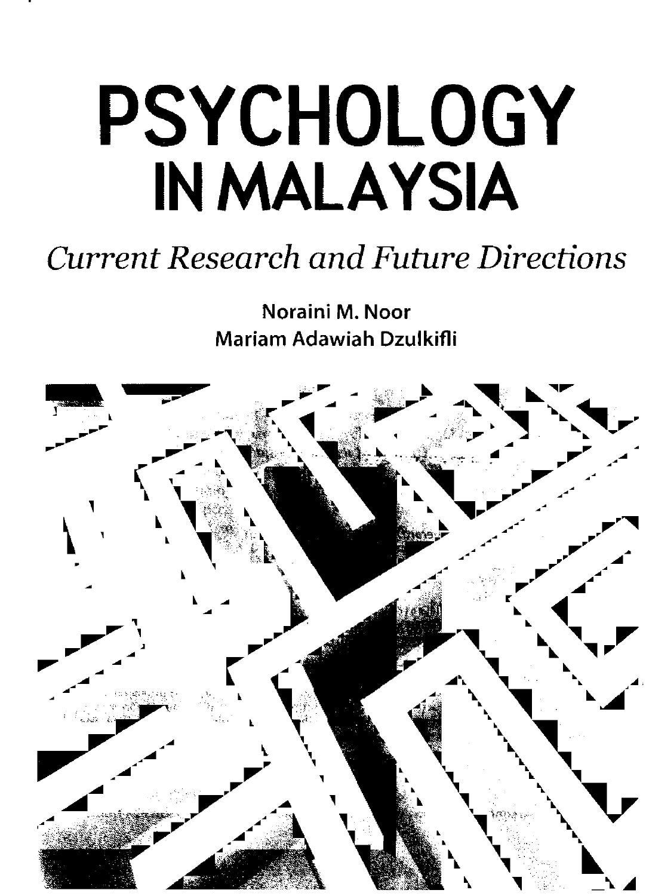# PSYCHOLOGY IN MALAYSIA

*Current Research and Future Directions*

Noraini M. Noor

Mariam Adawiah Dzulkifli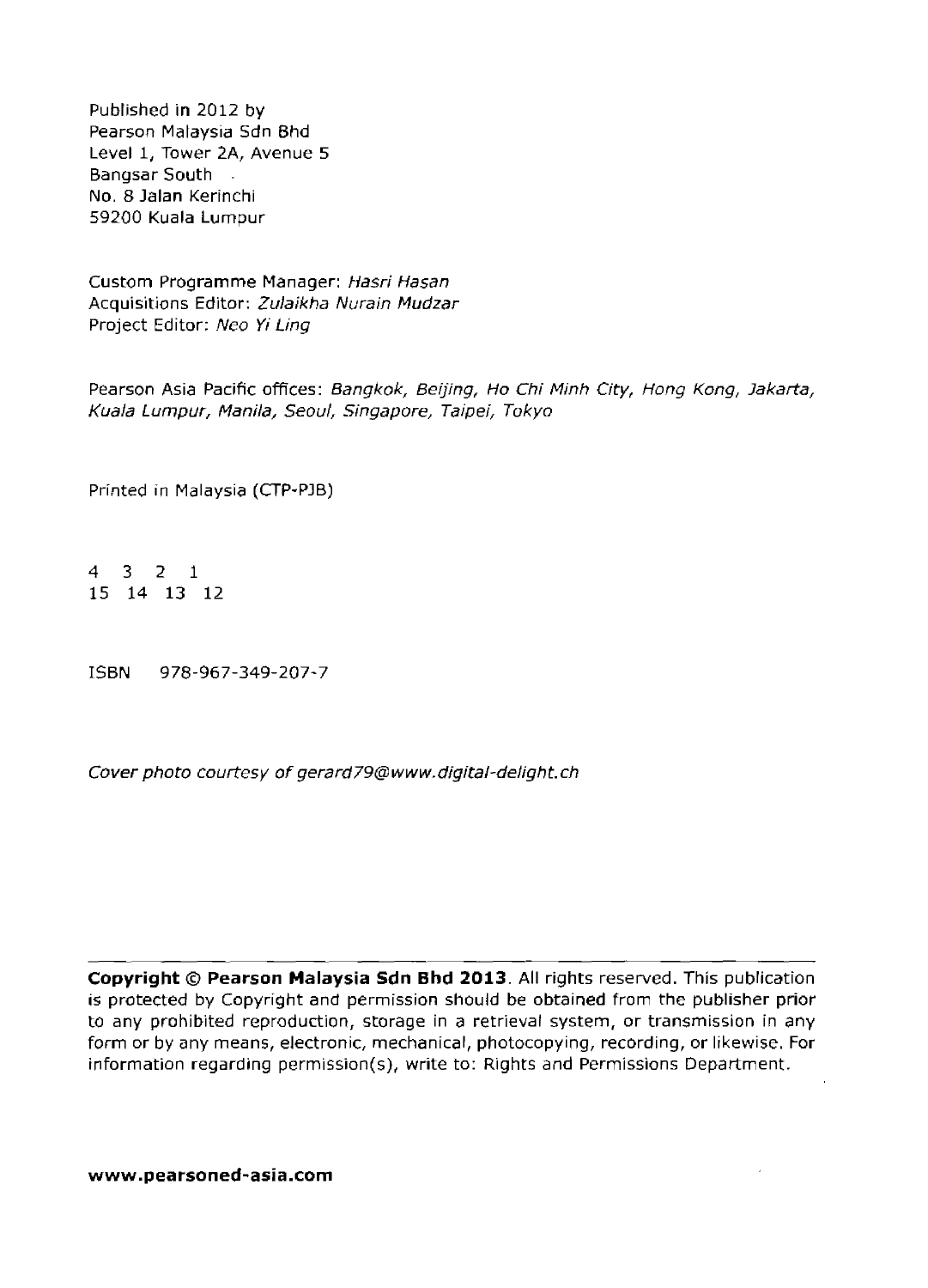Published in 2012 by
Pearson Malaysia Sdn Bhd
Level 1, Tower 2A, Avenue 5
Bangsar South
No. 8 Jalan Kerinchi
59200 Kuala Lumpur

Custom Programme Manager: *Hasri Hasan*
Acquisitions Editor: *Zulaikha Nurain Mudzar*
Project Editor: *Neo Yi Ling*

Pearson Asia Pacific offices: *Bangkok, Beijing, Ho Chi Minh City, Hong Kong, Jakarta, Kuala Lumpur, Manila, Seoul, Singapore, Taipei, Tokyo*

Printed in Malaysia (CTP-PJB)

4 3 2 1
15 14 13 12

ISBN 978-967-349-207-7

*Cover photo courtesy of gerard79@www.digital-delight.ch*

---

**Copyright © Pearson Malaysia Sdn Bhd 2013**. All rights reserved. This publication is protected by Copyright and permission should be obtained from the publisher prior to any prohibited reproduction, storage in a retrieval system, or transmission in any form or by any means, electronic, mechanical, photocopying, recording, or likewise. For information regarding permission(s), write to: Rights and Permissions Department.

**www.pearsoned-asia.com**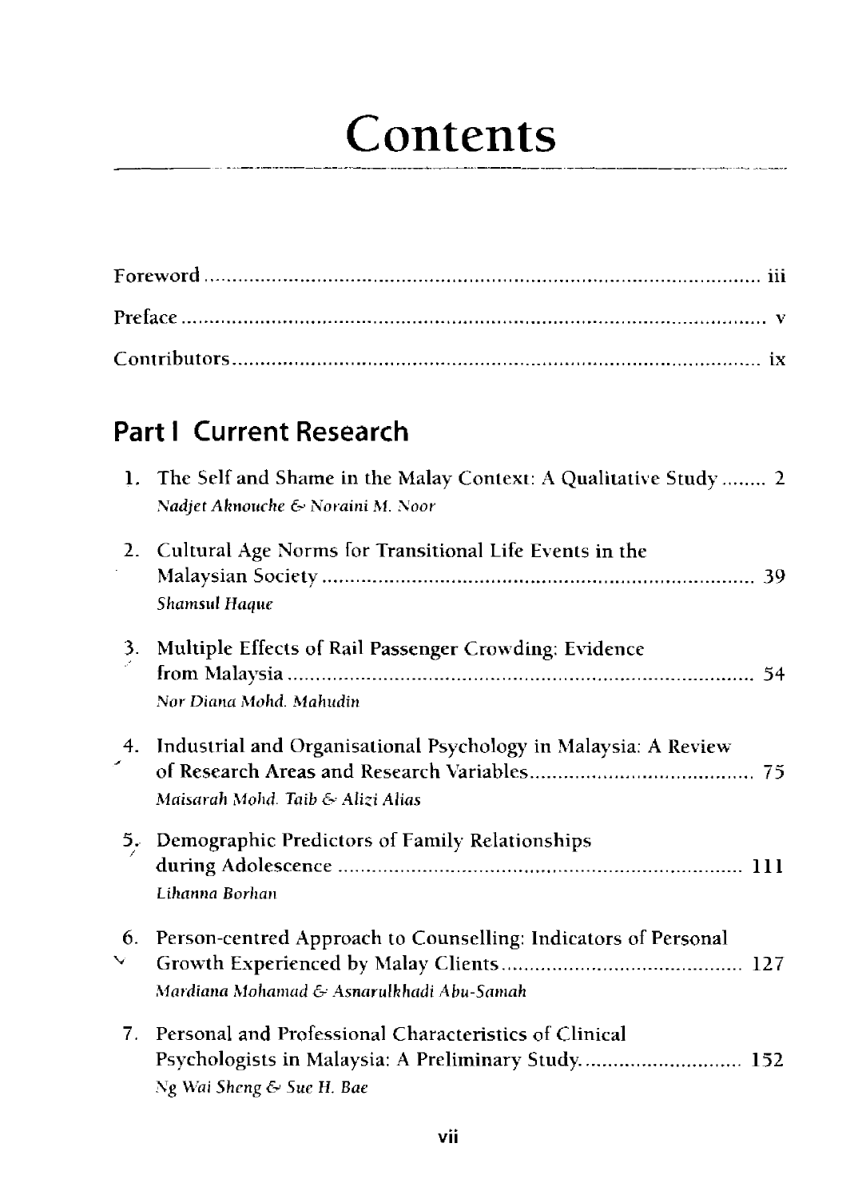# Contents

Foreword ........................................................................................... iii

Preface ............................................................................................... v

Contributors ...................................................................................... ix

## Part I Current Research

1. The Self and Shame in the Malay Context: A Qualitative Study ........ 2
   *Nadjet Aknouche & Noraini M. Noor*

2. Cultural Age Norms for Transitional Life Events in the Malaysian Society ............................................................................ 39
   *Shamsul Haque*

3. Multiple Effects of Rail Passenger Crowding: Evidence from Malaysia .................................................................................. 54
   *Nor Diana Mohd. Mahudin*

4. Industrial and Organisational Psychology in Malaysia: A Review of Research Areas and Research Variables ........................................ 75
   *Maisarah Mohd. Taib & Alizi Alias*

5. Demographic Predictors of Family Relationships during Adolescence ........................................................................ 111
   *Lihanna Borhan*

6. Person-centred Approach to Counselling: Indicators of Personal Growth Experienced by Malay Clients ........................................... 127
   *Mardiana Mohamad & Asnarulkhadi Abu-Samah*

7. Personal and Professional Characteristics of Clinical Psychologists in Malaysia: A Preliminary Study............................. 152
   *Ng Wai Sheng & Sue H. Bae*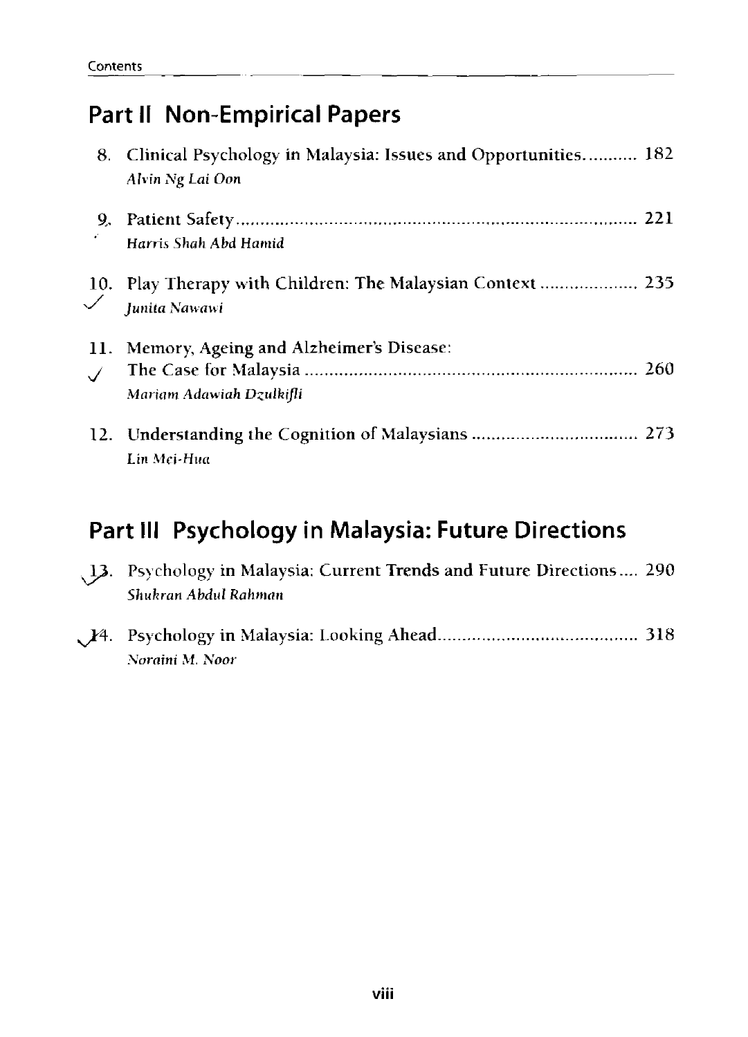## Part II Non-Empirical Papers

8. Clinical Psychology in Malaysia: Issues and Opportunities........... 182
   *Alvin Ng Lai Oon*

9. Patient Safety........................................................................ 221
   *Harris Shah Abd Hamid*

10. Play Therapy with Children: The Malaysian Context .................... 235
    *Junita Nawawi*

11. Memory, Ageing and Alzheimer's Disease: The Case for Malaysia ...................................................................... 260
    *Mariam Adawiah Dzulkifli*

12. Understanding the Cognition of Malaysians .................................. 273
    *Lin Mei-Hua*

## Part III Psychology in Malaysia: Future Directions

13. Psychology in Malaysia: Current Trends and Future Directions.... 290
    *Shukran Abdul Rahman*

14. Psychology in Malaysia: Looking Ahead......................................... 318
    *Noraini M. Noor*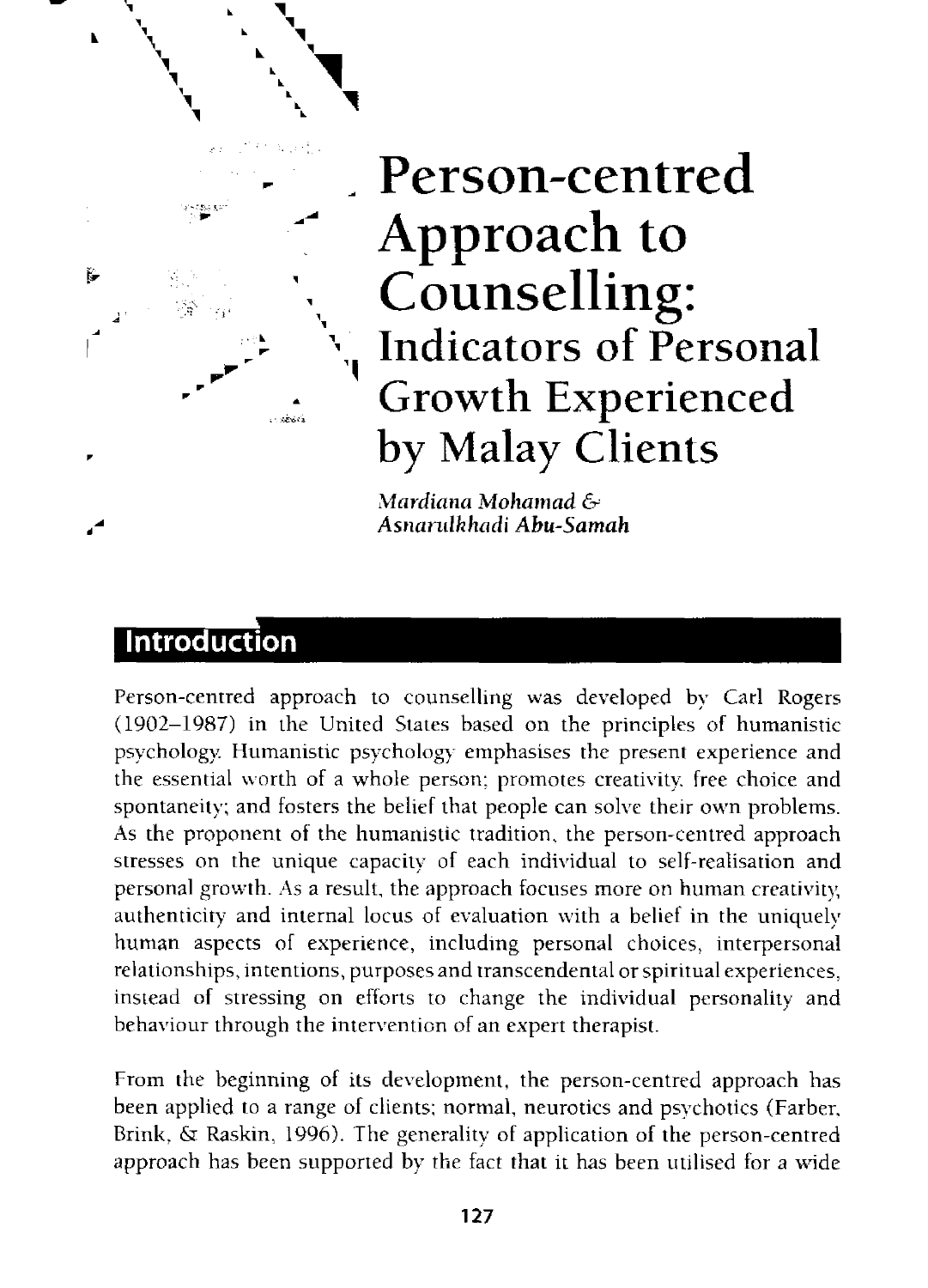# Person-centred Approach to Counselling: Indicators of Personal Growth Experienced by Malay Clients

*Mardiana Mohamad & Asnarulkhadi Abu-Samah*

## Introduction

Person-centred approach to counselling was developed by Carl Rogers (1902–1987) in the United States based on the principles of humanistic psychology. Humanistic psychology emphasises the present experience and the essential worth of a whole person; promotes creativity, free choice and spontaneity; and fosters the belief that people can solve their own problems. As the proponent of the humanistic tradition, the person-centred approach stresses on the unique capacity of each individual to self-realisation and personal growth. As a result, the approach focuses more on human creativity, authenticity and internal locus of evaluation with a belief in the uniquely human aspects of experience, including personal choices, interpersonal relationships, intentions, purposes and transcendental or spiritual experiences, instead of stressing on efforts to change the individual personality and behaviour through the intervention of an expert therapist.

From the beginning of its development, the person-centred approach has been applied to a range of clients; normal, neurotics and psychotics (Farber, Brink, & Raskin, 1996). The generality of application of the person-centred approach has been supported by the fact that it has been utilised for a wide